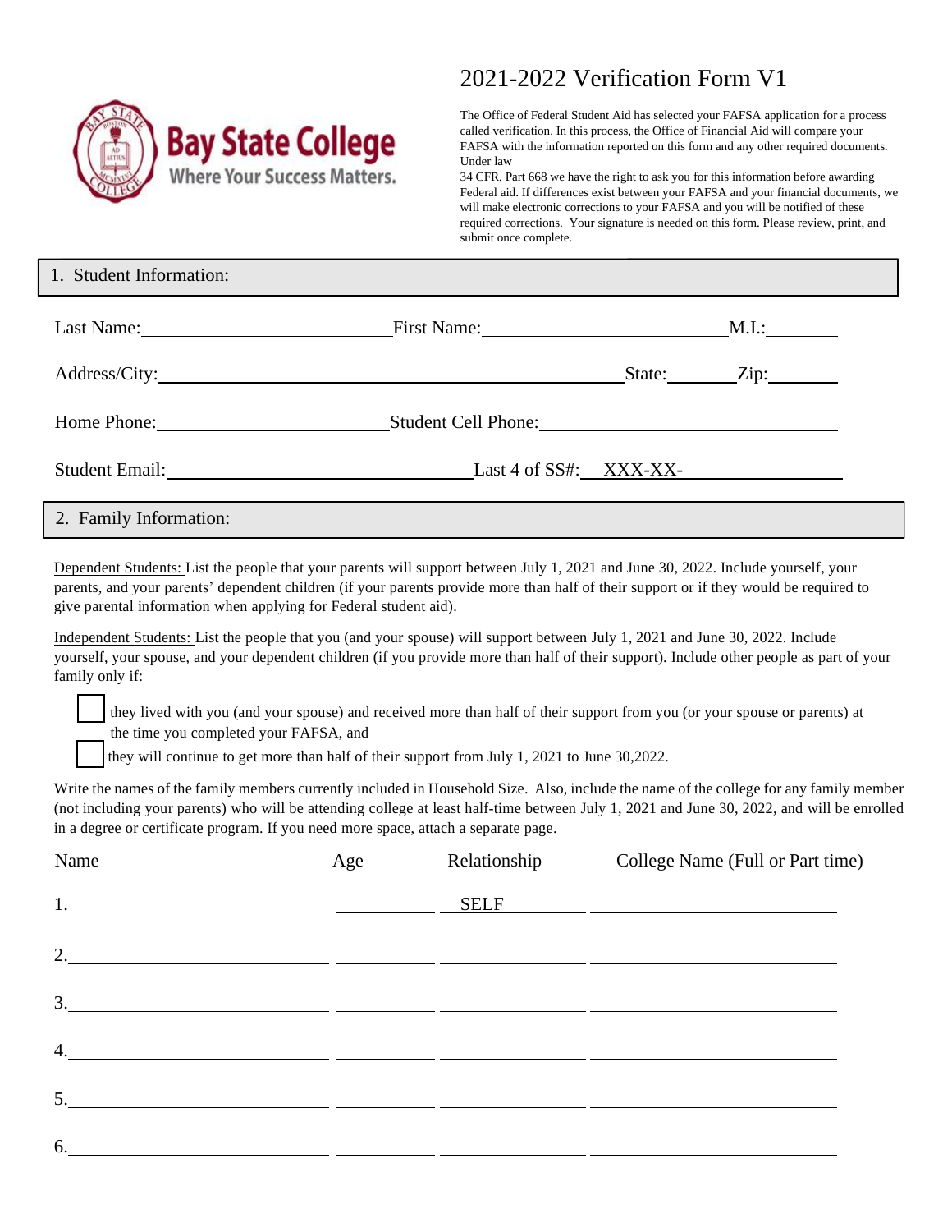Bay State College
Where Your Success Matters.

# 2021-2022 Verification Form V1

The Office of Federal Student Aid has selected your FAFSA application for a process called verification. In this process, the Office of Financial Aid will compare your FAFSA with the information reported on this form and any other required documents. Under law 34 CFR, Part 668 we have the right to ask you for this information before awarding Federal aid. If differences exist between your FAFSA and your financial documents, we will make electronic corrections to your FAFSA and you will be notified of these required corrections. Your signature is needed on this form. Please review, print, and submit once complete.

## 1. Student Information:

Last Name:\_\_\_\_\_\_\_\_\_\_\_\_\_\_\_\_\_\_\_\_ First Name:\_\_\_\_\_\_\_\_\_\_\_\_\_\_\_\_\_\_\_\_ M.I.:\_\_\_\_\_\_

Address/City:\_\_\_\_\_\_\_\_\_\_\_\_\_\_\_\_\_\_\_\_\_\_\_\_\_\_\_\_\_\_\_\_ State:\_\_\_\_\_\_ Zip:\_\_\_\_\_\_

Home Phone:\_\_\_\_\_\_\_\_\_\_\_\_\_\_\_\_\_\_\_\_ Student Cell Phone:\_\_\_\_\_\_\_\_\_\_\_\_\_\_\_\_\_\_\_\_

Student Email:\_\_\_\_\_\_\_\_\_\_\_\_\_\_\_\_\_\_\_\_ Last 4 of SS#: XXX-XX-\_\_\_\_\_\_\_\_

## 2. Family Information:

Dependent Students: List the people that your parents will support between July 1, 2021 and June 30, 2022. Include yourself, your parents, and your parents' dependent children (if your parents provide more than half of their support or if they would be required to give parental information when applying for Federal student aid).

Independent Students: List the people that you (and your spouse) will support between July 1, 2021 and June 30, 2022. Include yourself, your spouse, and your dependent children (if you provide more than half of their support). Include other people as part of your family only if:

- ☐ they lived with you (and your spouse) and received more than half of their support from you (or your spouse or parents) at the time you completed your FAFSA, and
- ☐ they will continue to get more than half of their support from July 1, 2021 to June 30,2022.

Write the names of the family members currently included in Household Size. Also, include the name of the college for any family member (not including your parents) who will be attending college at least half-time between July 1, 2021 and June 30, 2022, and will be enrolled in a degree or certificate program. If you need more space, attach a separate page.

| Name | Age | Relationship | College Name (Full or Part time) |
|---|---|---|---|
| 1. | | SELF | |
| 2. | | | |
| 3. | | | |
| 4. | | | |
| 5. | | | |
| 6. | | | |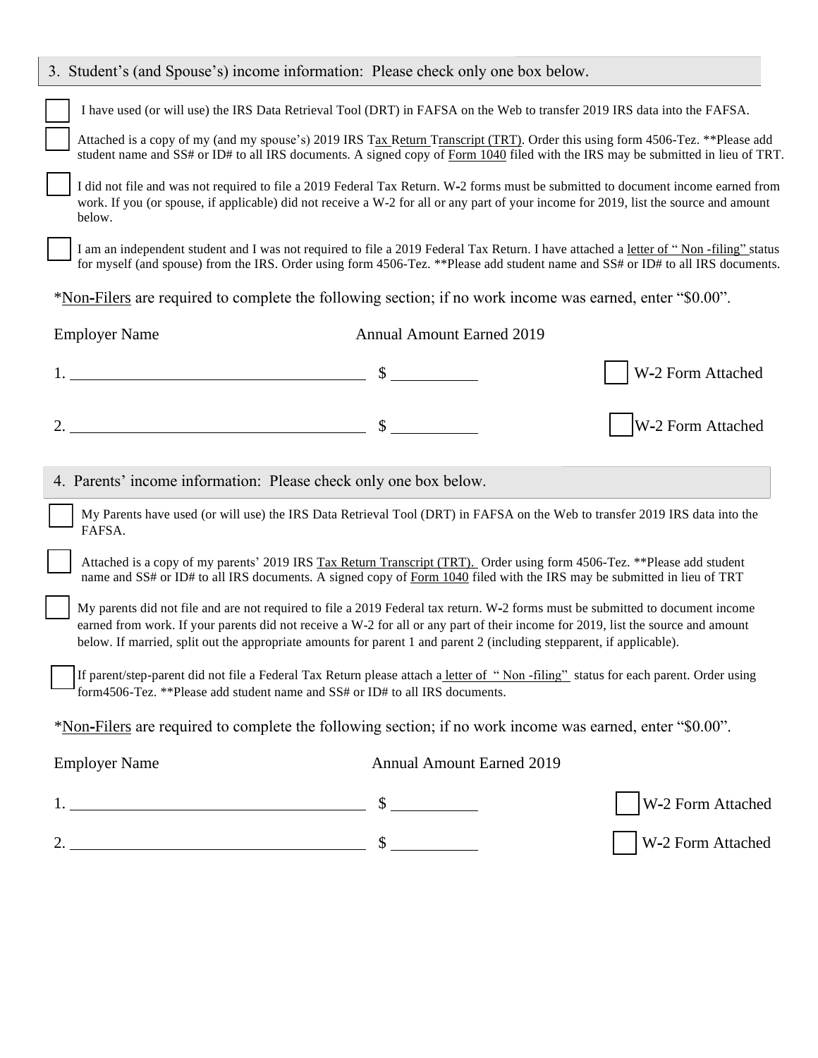## 3. Student's (and Spouse's) income information: Please check only one box below.

- [ ] I have used (or will use) the IRS Data Retrieval Tool (DRT) in FAFSA on the Web to transfer 2019 IRS data into the FAFSA.
- [ ] Attached is a copy of my (and my spouse's) 2019 IRS Tax Return Transcript (TRT). Order this using form 4506-Tez. **Please add student name and SS# or ID# to all IRS documents. A signed copy of Form 1040 filed with the IRS may be submitted in lieu of TRT.
- [ ] I did not file and was not required to file a 2019 Federal Tax Return. W-2 forms must be submitted to document income earned from work. If you (or spouse, if applicable) did not receive a W-2 for all or any part of your income for 2019, list the source and amount below.
- [ ] I am an independent student and I was not required to file a 2019 Federal Tax Return. I have attached a letter of " Non -filing" status for myself (and spouse) from the IRS. Order using form 4506-Tez. **Please add student name and SS# or ID# to all IRS documents.

*Non-Filers are required to complete the following section; if no work income was earned, enter "$0.00".

| Employer Name | Annual Amount Earned 2019 | |
|---|---|---|
| 1. ______________________ | $ ________ | [ ] W-2 Form Attached |
| 2. ______________________ | $ ________ | [ ] W-2 Form Attached |

## 4. Parents' income information: Please check only one box below.

- [ ] My Parents have used (or will use) the IRS Data Retrieval Tool (DRT) in FAFSA on the Web to transfer 2019 IRS data into the FAFSA.
- [ ] Attached is a copy of my parents' 2019 IRS Tax Return Transcript (TRT). Order using form 4506-Tez. **Please add student name and SS# or ID# to all IRS documents. A signed copy of Form 1040 filed with the IRS may be submitted in lieu of TRT
- [ ] My parents did not file and are not required to file a 2019 Federal tax return. W-2 forms must be submitted to document income earned from work. If your parents did not receive a W-2 for all or any part of their income for 2019, list the source and amount below. If married, split out the appropriate amounts for parent 1 and parent 2 (including stepparent, if applicable).
- [ ] If parent/step-parent did not file a Federal Tax Return please attach a letter of " Non -filing" status for each parent. Order using form4506-Tez. **Please add student name and SS# or ID# to all IRS documents.

*Non-Filers are required to complete the following section; if no work income was earned, enter "$0.00".

| Employer Name | Annual Amount Earned 2019 | |
|---|---|---|
| 1. ______________________ | $ ________ | [ ] W-2 Form Attached |
| 2. ______________________ | $ ________ | [ ] W-2 Form Attached |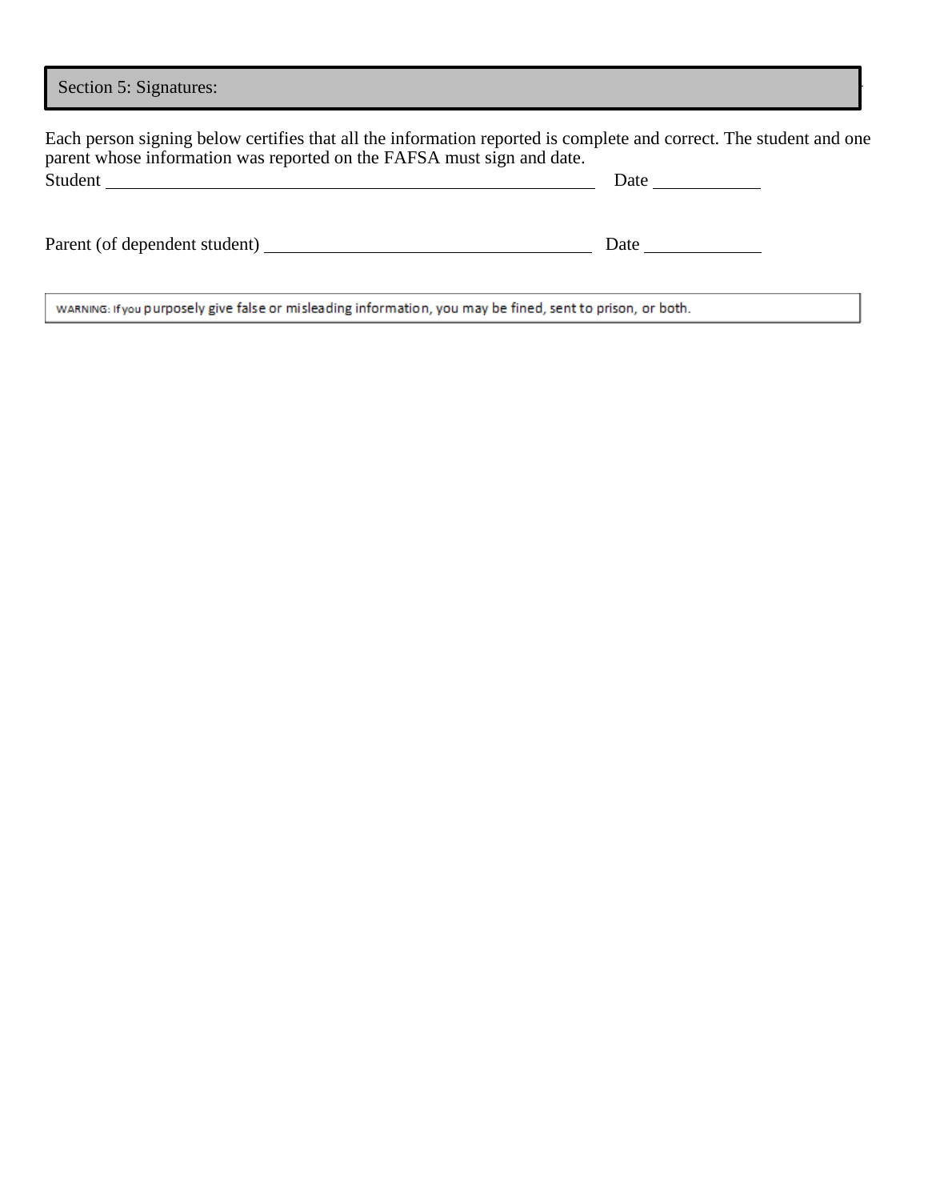## Section 5: Signatures:

Each person signing below certifies that all the information reported is complete and correct. The student and one parent whose information was reported on the FAFSA must sign and date.

Student ____________________________________________ Date __________

Parent (of dependent student) ______________________________ Date __________

WARNING: If you purposely give false or misleading information, you may be fined, sent to prison, or both.